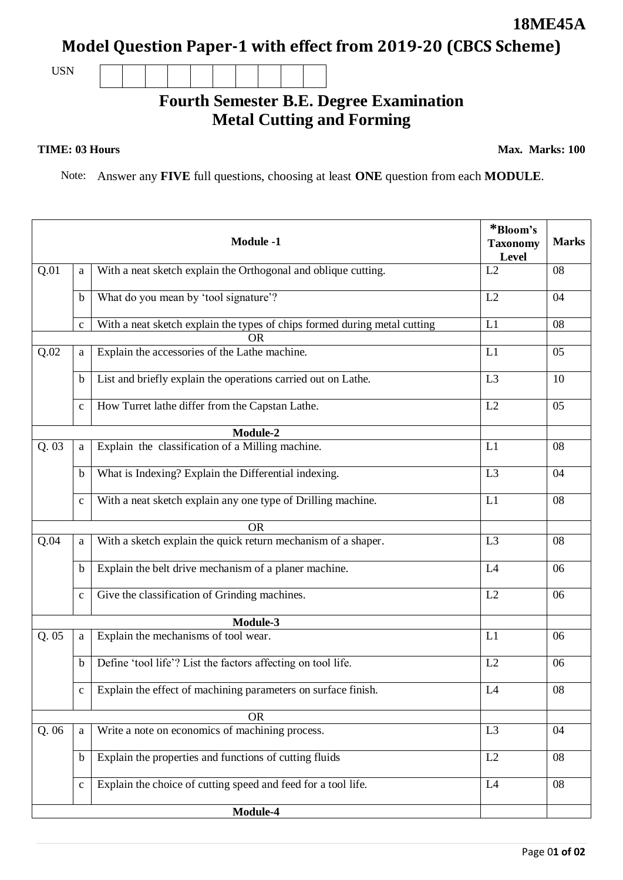**18ME45A**

# Model Question Paper-1 with effect from 2019-20 (CBCS Scheme)

USN | | | | | | | | | |

## Fourth Semester B.E. Degree Examination
## Metal Cutting and Forming

**TIME: 03 Hours** **Max. Marks: 100**

Note: Answer any **FIVE** full questions, choosing at least **ONE** question from each **MODULE**.

| | | **Module -1** | ***Bloom's Taxonomy Level** | **Marks** |
|---|---|---|---|---|
| Q.01 | a | With a neat sketch explain the Orthogonal and oblique cutting. | L2 | 08 |
| | b | What do you mean by 'tool signature'? | L2 | 04 |
| | c | With a neat sketch explain the types of chips formed during metal cutting | L1 | 08 |
| | | OR | | |
| Q.02 | a | Explain the accessories of the Lathe machine. | L1 | 05 |
| | b | List and briefly explain the operations carried out on Lathe. | L3 | 10 |
| | c | How Turret lathe differ from the Capstan Lathe. | L2 | 05 |
| | | **Module-2** | | |
| Q. 03 | a | Explain the classification of a Milling machine. | L1 | 08 |
| | b | What is Indexing? Explain the Differential indexing. | L3 | 04 |
| | c | With a neat sketch explain any one type of Drilling machine. | L1 | 08 |
| | | OR | | |
| Q.04 | a | With a sketch explain the quick return mechanism of a shaper. | L3 | 08 |
| | b | Explain the belt drive mechanism of a planer machine. | L4 | 06 |
| | c | Give the classification of Grinding machines. | L2 | 06 |
| | | **Module-3** | | |
| Q. 05 | a | Explain the mechanisms of tool wear. | L1 | 06 |
| | b | Define 'tool life'? List the factors affecting on tool life. | L2 | 06 |
| | c | Explain the effect of machining parameters on surface finish. | L4 | 08 |
| | | OR | | |
| Q. 06 | a | Write a note on economics of machining process. | L3 | 04 |
| | b | Explain the properties and functions of cutting fluids | L2 | 08 |
| | c | Explain the choice of cutting speed and feed for a tool life. | L4 | 08 |
| | | **Module-4** | | |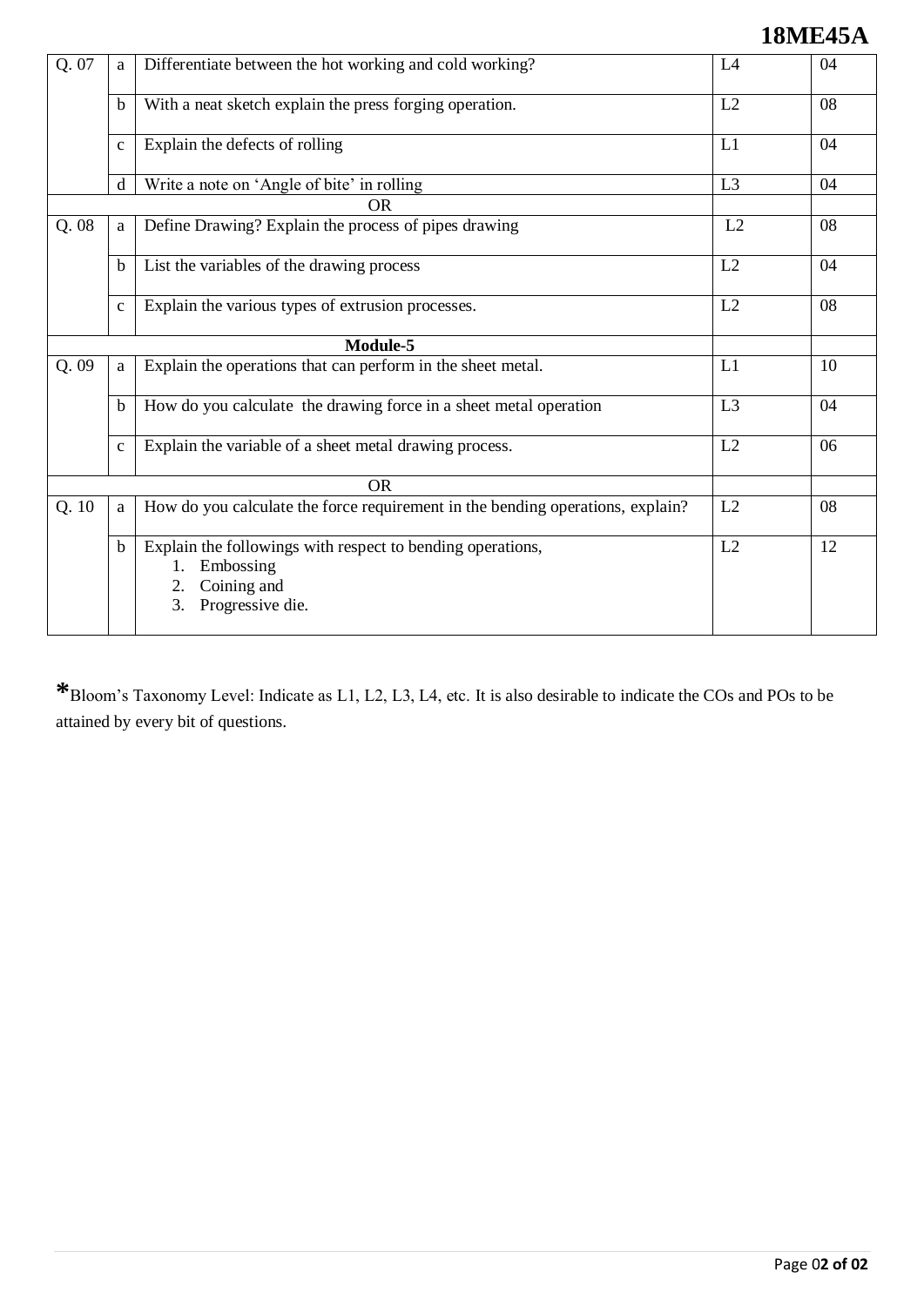| | | | | |
|---|---|---|---|---|
| Q. 07 | a | Differentiate between the hot working and cold working? | L4 | 04 |
| | b | With a neat sketch explain the press forging operation. | L2 | 08 |
| | c | Explain the defects of rolling | L1 | 04 |
| | d | Write a note on 'Angle of bite' in rolling | L3 | 04 |
| | | OR | | |
| Q. 08 | a | Define Drawing? Explain the process of pipes drawing | L2 | 08 |
| | b | List the variables of the drawing process | L2 | 04 |
| | c | Explain the various types of extrusion processes. | L2 | 08 |
| | | **Module-5** | | |
| Q. 09 | a | Explain the operations that can perform in the sheet metal. | L1 | 10 |
| | b | How do you calculate the drawing force in a sheet metal operation | L3 | 04 |
| | c | Explain the variable of a sheet metal drawing process. | L2 | 06 |
| | | OR | | |
| Q. 10 | a | How do you calculate the force requirement in the bending operations, explain? | L2 | 08 |
| | b | Explain the followings with respect to bending operations,<br>1. Embossing<br>2. Coining and<br>3. Progressive die. | L2 | 12 |

*Bloom's Taxonomy Level: Indicate as L1, L2, L3, L4, etc. It is also desirable to indicate the COs and POs to be attained by every bit of questions.